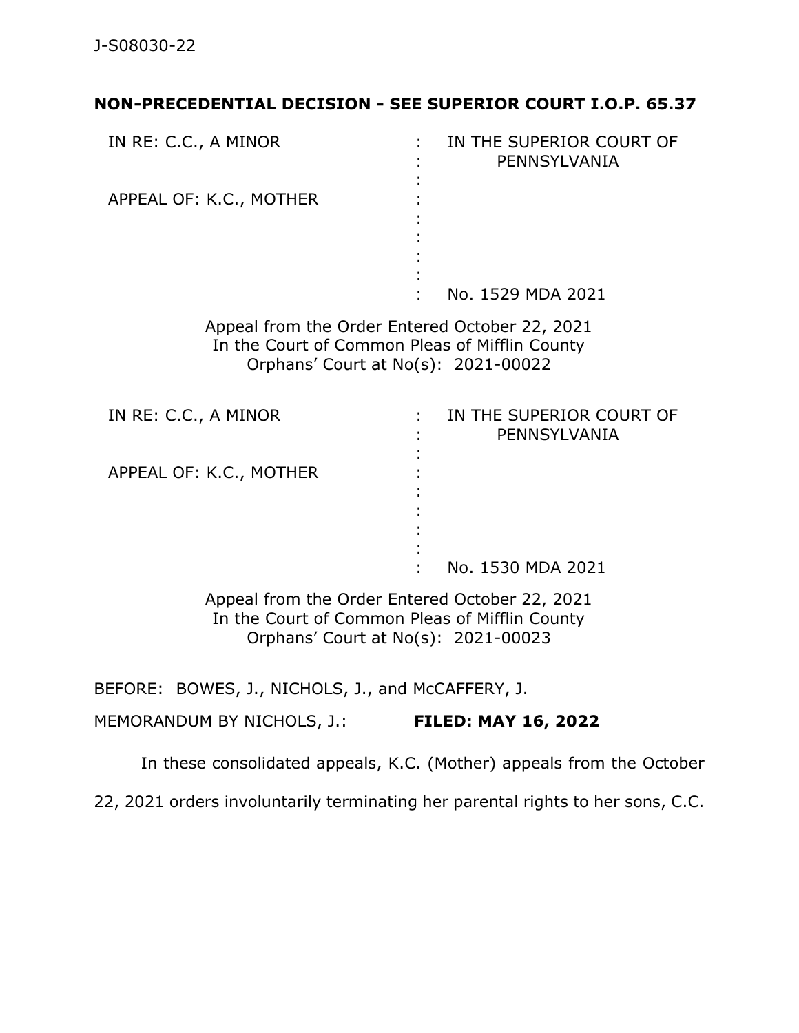J-S08030-22

**NON-PRECEDENTIAL DECISION - SEE SUPERIOR COURT I.O.P. 65.37**

| | | |
|---|---|---|
| IN RE: C.C., A MINOR | : | IN THE SUPERIOR COURT OF PENNSYLVANIA |
| APPEAL OF: K.C., MOTHER | : | |
| | : | No. 1529 MDA 2021 |

Appeal from the Order Entered October 22, 2021
In the Court of Common Pleas of Mifflin County
Orphans' Court at No(s): 2021-00022

| | | |
|---|---|---|
| IN RE: C.C., A MINOR | : | IN THE SUPERIOR COURT OF PENNSYLVANIA |
| APPEAL OF: K.C., MOTHER | : | |
| | : | No. 1530 MDA 2021 |

Appeal from the Order Entered October 22, 2021
In the Court of Common Pleas of Mifflin County
Orphans' Court at No(s): 2021-00023

BEFORE: BOWES, J., NICHOLS, J., and McCAFFERY, J.

MEMORANDUM BY NICHOLS, J.: **FILED: MAY 16, 2022**

In these consolidated appeals, K.C. (Mother) appeals from the October 22, 2021 orders involuntarily terminating her parental rights to her sons, C.C.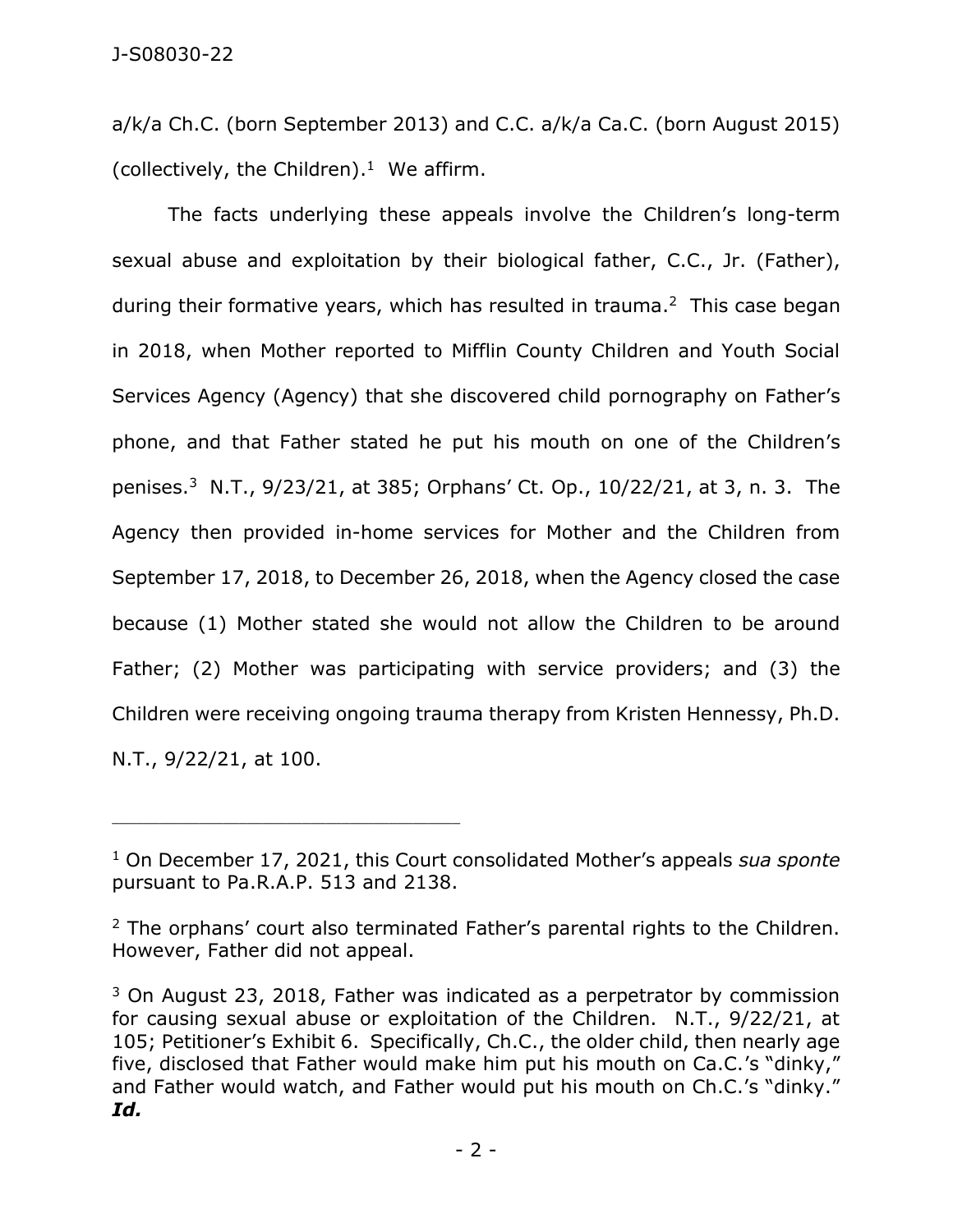a/k/a Ch.C. (born September 2013) and C.C. a/k/a Ca.C. (born August 2015) (collectively, the Children).[1] We affirm.

The facts underlying these appeals involve the Children's long-term sexual abuse and exploitation by their biological father, C.C., Jr. (Father), during their formative years, which has resulted in trauma.[2] This case began in 2018, when Mother reported to Mifflin County Children and Youth Social Services Agency (Agency) that she discovered child pornography on Father's phone, and that Father stated he put his mouth on one of the Children's penises.[3] N.T., 9/23/21, at 385; Orphans' Ct. Op., 10/22/21, at 3, n. 3. The Agency then provided in-home services for Mother and the Children from September 17, 2018, to December 26, 2018, when the Agency closed the case because (1) Mother stated she would not allow the Children to be around Father; (2) Mother was participating with service providers; and (3) the Children were receiving ongoing trauma therapy from Kristen Hennessy, Ph.D. N.T., 9/22/21, at 100.

---

[1] On December 17, 2021, this Court consolidated Mother's appeals *sua sponte* pursuant to Pa.R.A.P. 513 and 2138.

[2] The orphans' court also terminated Father's parental rights to the Children. However, Father did not appeal.

[3] On August 23, 2018, Father was indicated as a perpetrator by commission for causing sexual abuse or exploitation of the Children. N.T., 9/22/21, at 105; Petitioner's Exhibit 6. Specifically, Ch.C., the older child, then nearly age five, disclosed that Father would make him put his mouth on Ca.C.'s "dinky," and Father would watch, and Father would put his mouth on Ch.C.'s "dinky." ***Id.***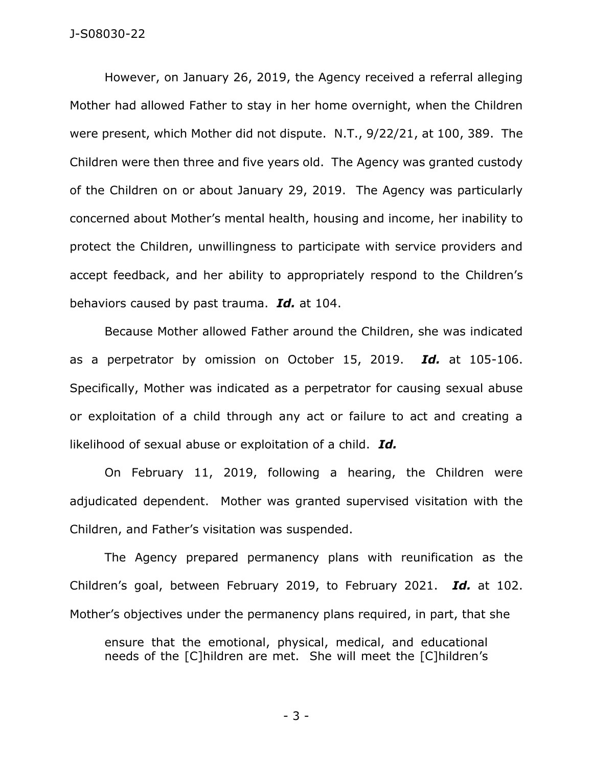However, on January 26, 2019, the Agency received a referral alleging Mother had allowed Father to stay in her home overnight, when the Children were present, which Mother did not dispute. N.T., 9/22/21, at 100, 389. The Children were then three and five years old. The Agency was granted custody of the Children on or about January 29, 2019. The Agency was particularly concerned about Mother's mental health, housing and income, her inability to protect the Children, unwillingness to participate with service providers and accept feedback, and her ability to appropriately respond to the Children's behaviors caused by past trauma. ***Id.*** at 104.

Because Mother allowed Father around the Children, she was indicated as a perpetrator by omission on October 15, 2019. ***Id.*** at 105-106. Specifically, Mother was indicated as a perpetrator for causing sexual abuse or exploitation of a child through any act or failure to act and creating a likelihood of sexual abuse or exploitation of a child. ***Id.***

On February 11, 2019, following a hearing, the Children were adjudicated dependent. Mother was granted supervised visitation with the Children, and Father's visitation was suspended.

The Agency prepared permanency plans with reunification as the Children's goal, between February 2019, to February 2021. ***Id.*** at 102. Mother's objectives under the permanency plans required, in part, that she

> ensure that the emotional, physical, medical, and educational needs of the [C]hildren are met. She will meet the [C]hildren's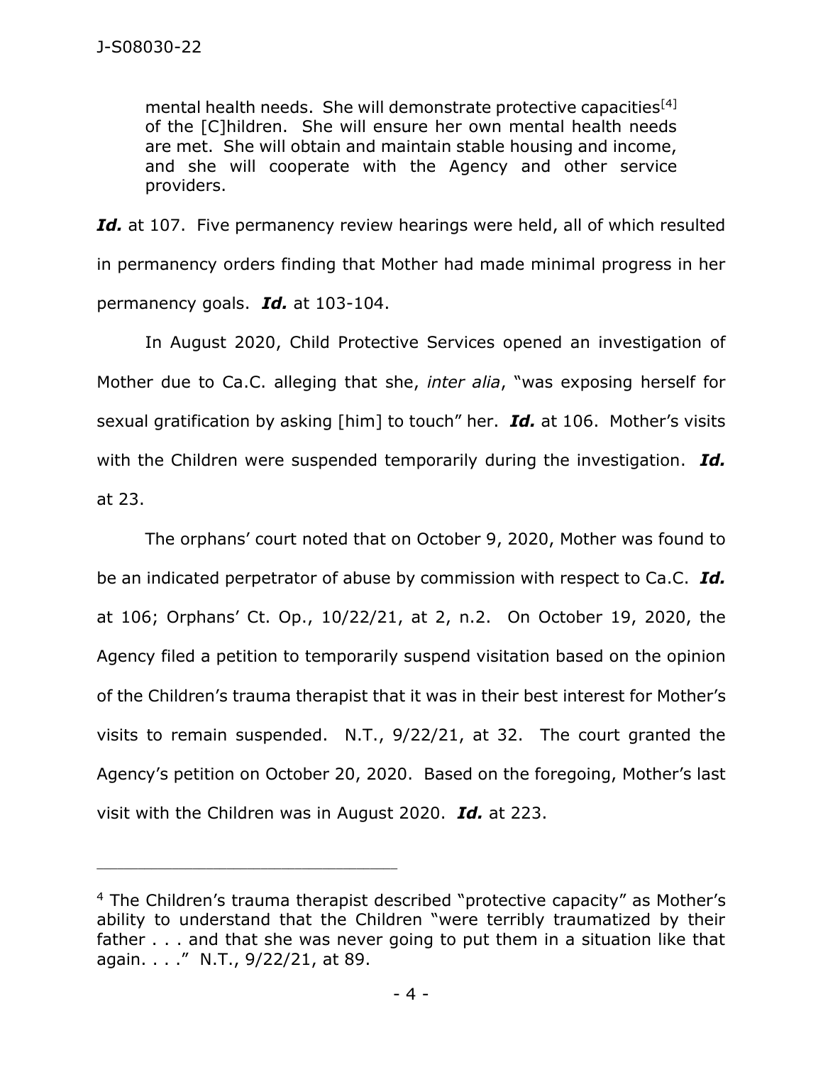> mental health needs. She will demonstrate protective capacities[4] of the [C]hildren. She will ensure her own mental health needs are met. She will obtain and maintain stable housing and income, and she will cooperate with the Agency and other service providers.

***Id.*** at 107. Five permanency review hearings were held, all of which resulted in permanency orders finding that Mother had made minimal progress in her permanency goals. ***Id.*** at 103-104.

In August 2020, Child Protective Services opened an investigation of Mother due to Ca.C. alleging that she, *inter alia*, "was exposing herself for sexual gratification by asking [him] to touch" her. ***Id.*** at 106. Mother's visits with the Children were suspended temporarily during the investigation. ***Id.*** at 23.

The orphans' court noted that on October 9, 2020, Mother was found to be an indicated perpetrator of abuse by commission with respect to Ca.C. ***Id.*** at 106; Orphans' Ct. Op., 10/22/21, at 2, n.2. On October 19, 2020, the Agency filed a petition to temporarily suspend visitation based on the opinion of the Children's trauma therapist that it was in their best interest for Mother's visits to remain suspended. N.T., 9/22/21, at 32. The court granted the Agency's petition on October 20, 2020. Based on the foregoing, Mother's last visit with the Children was in August 2020. ***Id.*** at 223.

---

[4] The Children's trauma therapist described "protective capacity" as Mother's ability to understand that the Children "were terribly traumatized by their father . . . and that she was never going to put them in a situation like that again. . . ." N.T., 9/22/21, at 89.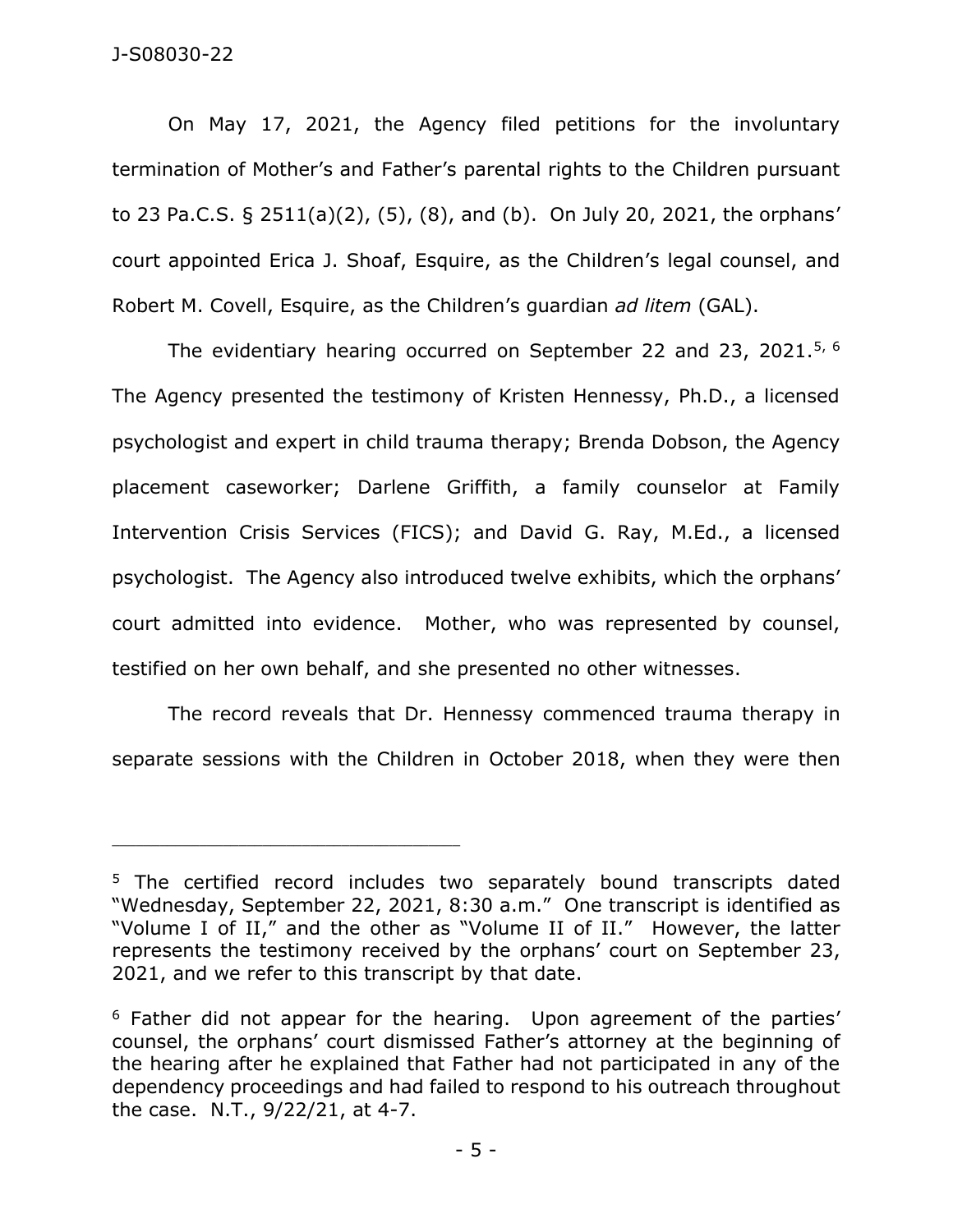On May 17, 2021, the Agency filed petitions for the involuntary termination of Mother's and Father's parental rights to the Children pursuant to 23 Pa.C.S. § 2511(a)(2), (5), (8), and (b). On July 20, 2021, the orphans' court appointed Erica J. Shoaf, Esquire, as the Children's legal counsel, and Robert M. Covell, Esquire, as the Children's guardian *ad litem* (GAL).

The evidentiary hearing occurred on September 22 and 23, 2021.[5, 6] The Agency presented the testimony of Kristen Hennessy, Ph.D., a licensed psychologist and expert in child trauma therapy; Brenda Dobson, the Agency placement caseworker; Darlene Griffith, a family counselor at Family Intervention Crisis Services (FICS); and David G. Ray, M.Ed., a licensed psychologist. The Agency also introduced twelve exhibits, which the orphans' court admitted into evidence. Mother, who was represented by counsel, testified on her own behalf, and she presented no other witnesses.

The record reveals that Dr. Hennessy commenced trauma therapy in separate sessions with the Children in October 2018, when they were then

---

[5] The certified record includes two separately bound transcripts dated "Wednesday, September 22, 2021, 8:30 a.m." One transcript is identified as "Volume I of II," and the other as "Volume II of II." However, the latter represents the testimony received by the orphans' court on September 23, 2021, and we refer to this transcript by that date.

[6] Father did not appear for the hearing. Upon agreement of the parties' counsel, the orphans' court dismissed Father's attorney at the beginning of the hearing after he explained that Father had not participated in any of the dependency proceedings and had failed to respond to his outreach throughout the case. N.T., 9/22/21, at 4-7.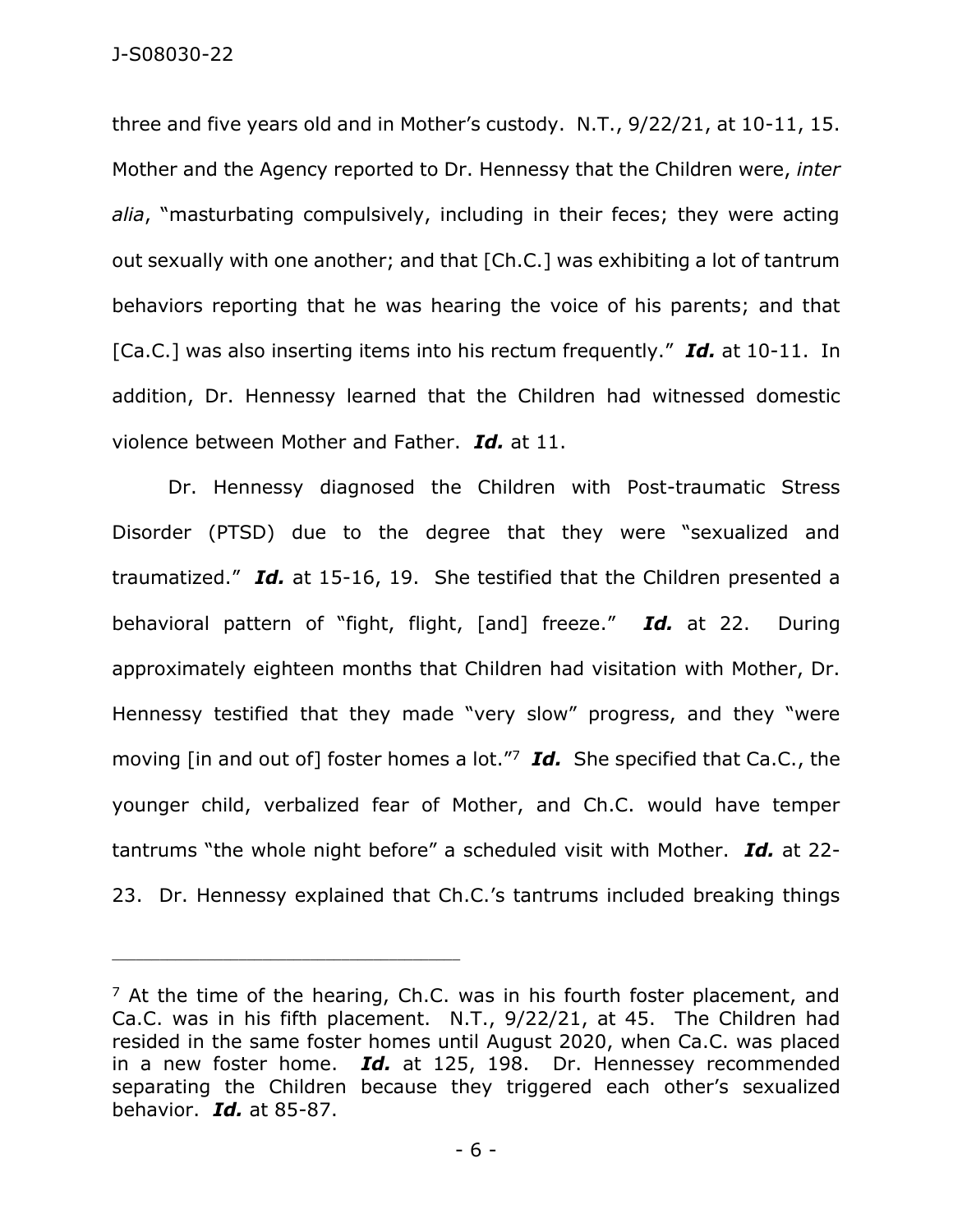three and five years old and in Mother's custody. N.T., 9/22/21, at 10-11, 15. Mother and the Agency reported to Dr. Hennessy that the Children were, *inter alia*, "masturbating compulsively, including in their feces; they were acting out sexually with one another; and that [Ch.C.] was exhibiting a lot of tantrum behaviors reporting that he was hearing the voice of his parents; and that [Ca.C.] was also inserting items into his rectum frequently." ***Id.*** at 10-11. In addition, Dr. Hennessy learned that the Children had witnessed domestic violence between Mother and Father. ***Id.*** at 11.

Dr. Hennessy diagnosed the Children with Post-traumatic Stress Disorder (PTSD) due to the degree that they were "sexualized and traumatized." ***Id.*** at 15-16, 19. She testified that the Children presented a behavioral pattern of "fight, flight, [and] freeze." ***Id.*** at 22. During approximately eighteen months that Children had visitation with Mother, Dr. Hennessy testified that they made "very slow" progress, and they "were moving [in and out of] foster homes a lot."[7] ***Id.*** She specified that Ca.C., the younger child, verbalized fear of Mother, and Ch.C. would have temper tantrums "the whole night before" a scheduled visit with Mother. ***Id.*** at 22-23. Dr. Hennessy explained that Ch.C.'s tantrums included breaking things

---

[7] At the time of the hearing, Ch.C. was in his fourth foster placement, and Ca.C. was in his fifth placement. N.T., 9/22/21, at 45. The Children had resided in the same foster homes until August 2020, when Ca.C. was placed in a new foster home. ***Id.*** at 125, 198. Dr. Hennessey recommended separating the Children because they triggered each other's sexualized behavior. ***Id.*** at 85-87.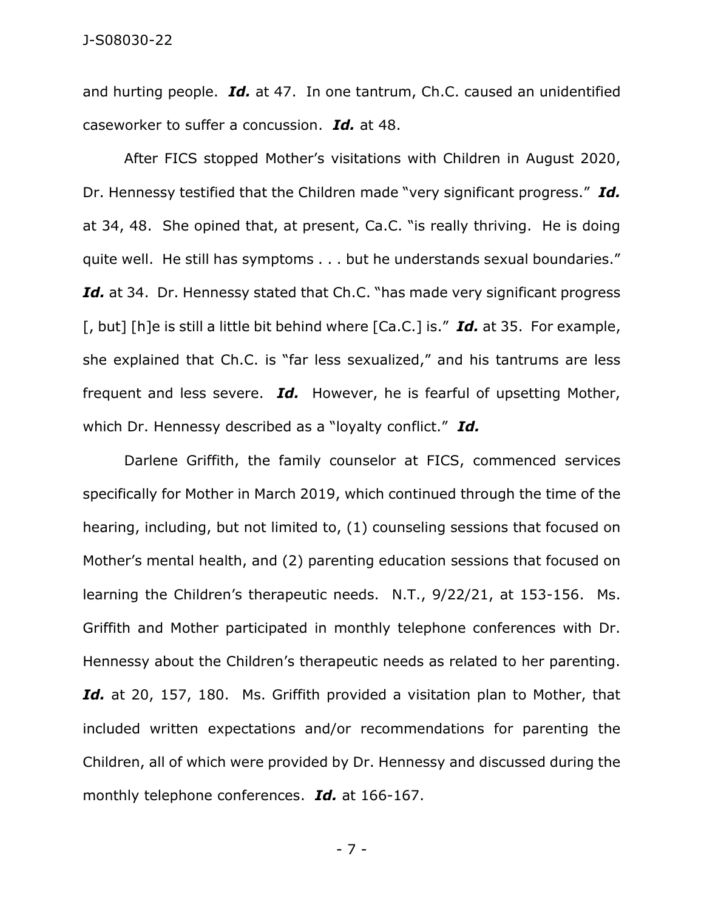and hurting people. ***Id.*** at 47. In one tantrum, Ch.C. caused an unidentified caseworker to suffer a concussion. ***Id.*** at 48.

After FICS stopped Mother's visitations with Children in August 2020, Dr. Hennessy testified that the Children made "very significant progress." ***Id.*** at 34, 48. She opined that, at present, Ca.C. "is really thriving. He is doing quite well. He still has symptoms . . . but he understands sexual boundaries." ***Id.*** at 34. Dr. Hennessy stated that Ch.C. "has made very significant progress [, but] [h]e is still a little bit behind where [Ca.C.] is." ***Id.*** at 35. For example, she explained that Ch.C. is "far less sexualized," and his tantrums are less frequent and less severe. ***Id.*** However, he is fearful of upsetting Mother, which Dr. Hennessy described as a "loyalty conflict." ***Id.***

Darlene Griffith, the family counselor at FICS, commenced services specifically for Mother in March 2019, which continued through the time of the hearing, including, but not limited to, (1) counseling sessions that focused on Mother's mental health, and (2) parenting education sessions that focused on learning the Children's therapeutic needs. N.T., 9/22/21, at 153-156. Ms. Griffith and Mother participated in monthly telephone conferences with Dr. Hennessy about the Children's therapeutic needs as related to her parenting. ***Id.*** at 20, 157, 180. Ms. Griffith provided a visitation plan to Mother, that included written expectations and/or recommendations for parenting the Children, all of which were provided by Dr. Hennessy and discussed during the monthly telephone conferences. ***Id.*** at 166-167.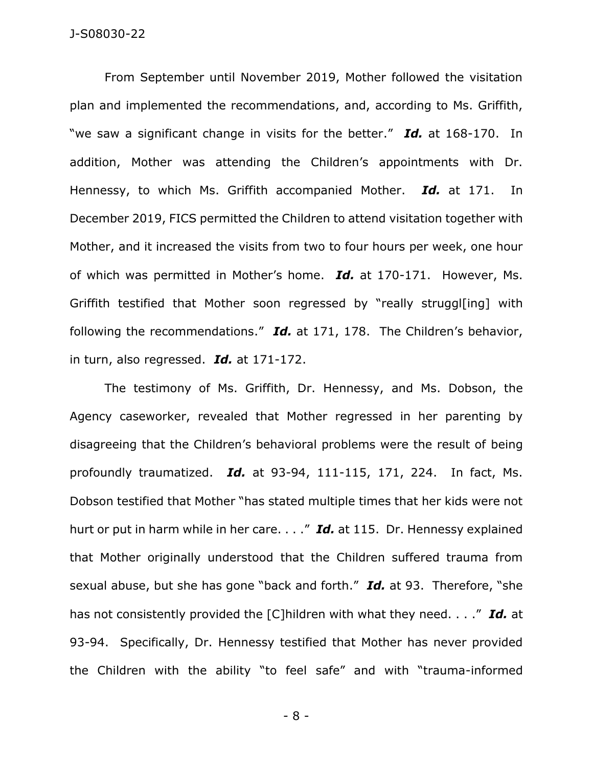From September until November 2019, Mother followed the visitation plan and implemented the recommendations, and, according to Ms. Griffith, "we saw a significant change in visits for the better." ***Id.*** at 168-170. In addition, Mother was attending the Children's appointments with Dr. Hennessy, to which Ms. Griffith accompanied Mother. ***Id.*** at 171. In December 2019, FICS permitted the Children to attend visitation together with Mother, and it increased the visits from two to four hours per week, one hour of which was permitted in Mother's home. ***Id.*** at 170-171. However, Ms. Griffith testified that Mother soon regressed by "really struggl[ing] with following the recommendations." ***Id.*** at 171, 178. The Children's behavior, in turn, also regressed. ***Id.*** at 171-172.

The testimony of Ms. Griffith, Dr. Hennessy, and Ms. Dobson, the Agency caseworker, revealed that Mother regressed in her parenting by disagreeing that the Children's behavioral problems were the result of being profoundly traumatized. ***Id.*** at 93-94, 111-115, 171, 224. In fact, Ms. Dobson testified that Mother "has stated multiple times that her kids were not hurt or put in harm while in her care. . . ." ***Id.*** at 115. Dr. Hennessy explained that Mother originally understood that the Children suffered trauma from sexual abuse, but she has gone "back and forth." ***Id.*** at 93. Therefore, "she has not consistently provided the [C]hildren with what they need. . . ." ***Id.*** at 93-94. Specifically, Dr. Hennessy testified that Mother has never provided the Children with the ability "to feel safe" and with "trauma-informed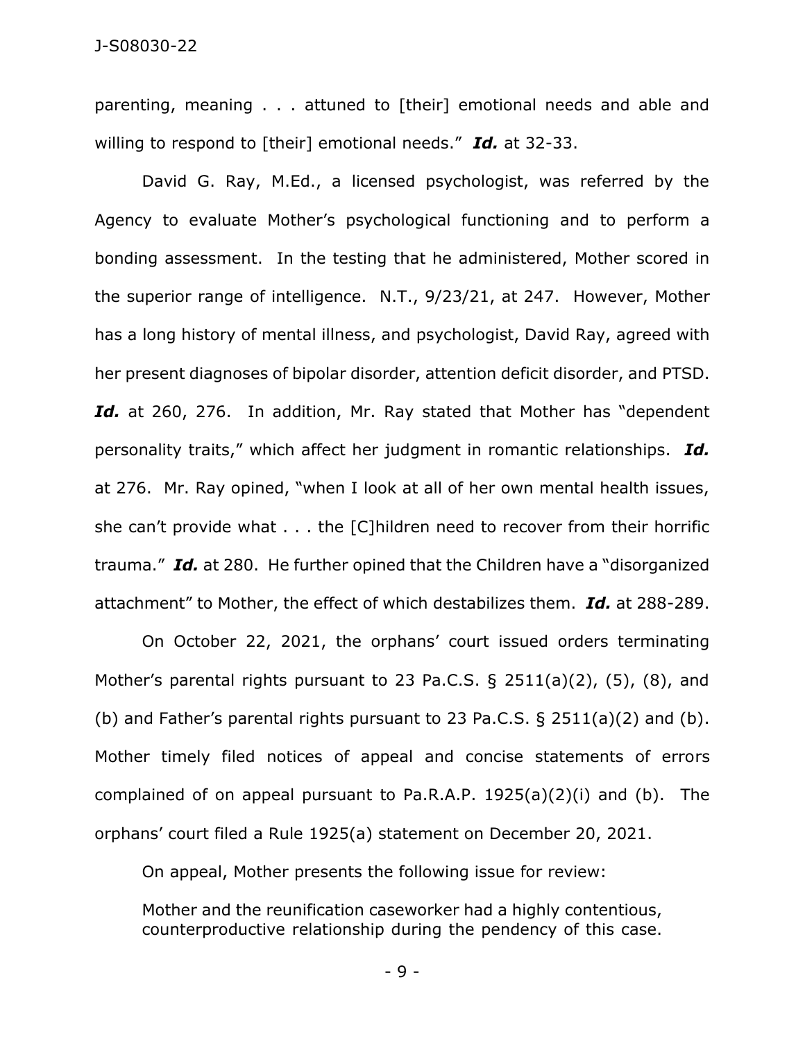parenting, meaning . . . attuned to [their] emotional needs and able and willing to respond to [their] emotional needs." ***Id.*** at 32-33.

David G. Ray, M.Ed., a licensed psychologist, was referred by the Agency to evaluate Mother's psychological functioning and to perform a bonding assessment. In the testing that he administered, Mother scored in the superior range of intelligence. N.T., 9/23/21, at 247. However, Mother has a long history of mental illness, and psychologist, David Ray, agreed with her present diagnoses of bipolar disorder, attention deficit disorder, and PTSD. ***Id.*** at 260, 276. In addition, Mr. Ray stated that Mother has "dependent personality traits," which affect her judgment in romantic relationships. ***Id.*** at 276. Mr. Ray opined, "when I look at all of her own mental health issues, she can't provide what . . . the [C]hildren need to recover from their horrific trauma." ***Id.*** at 280. He further opined that the Children have a "disorganized attachment" to Mother, the effect of which destabilizes them. ***Id.*** at 288-289.

On October 22, 2021, the orphans' court issued orders terminating Mother's parental rights pursuant to 23 Pa.C.S. § 2511(a)(2), (5), (8), and (b) and Father's parental rights pursuant to 23 Pa.C.S. § 2511(a)(2) and (b). Mother timely filed notices of appeal and concise statements of errors complained of on appeal pursuant to Pa.R.A.P. 1925(a)(2)(i) and (b). The orphans' court filed a Rule 1925(a) statement on December 20, 2021.

On appeal, Mother presents the following issue for review:

> Mother and the reunification caseworker had a highly contentious, counterproductive relationship during the pendency of this case.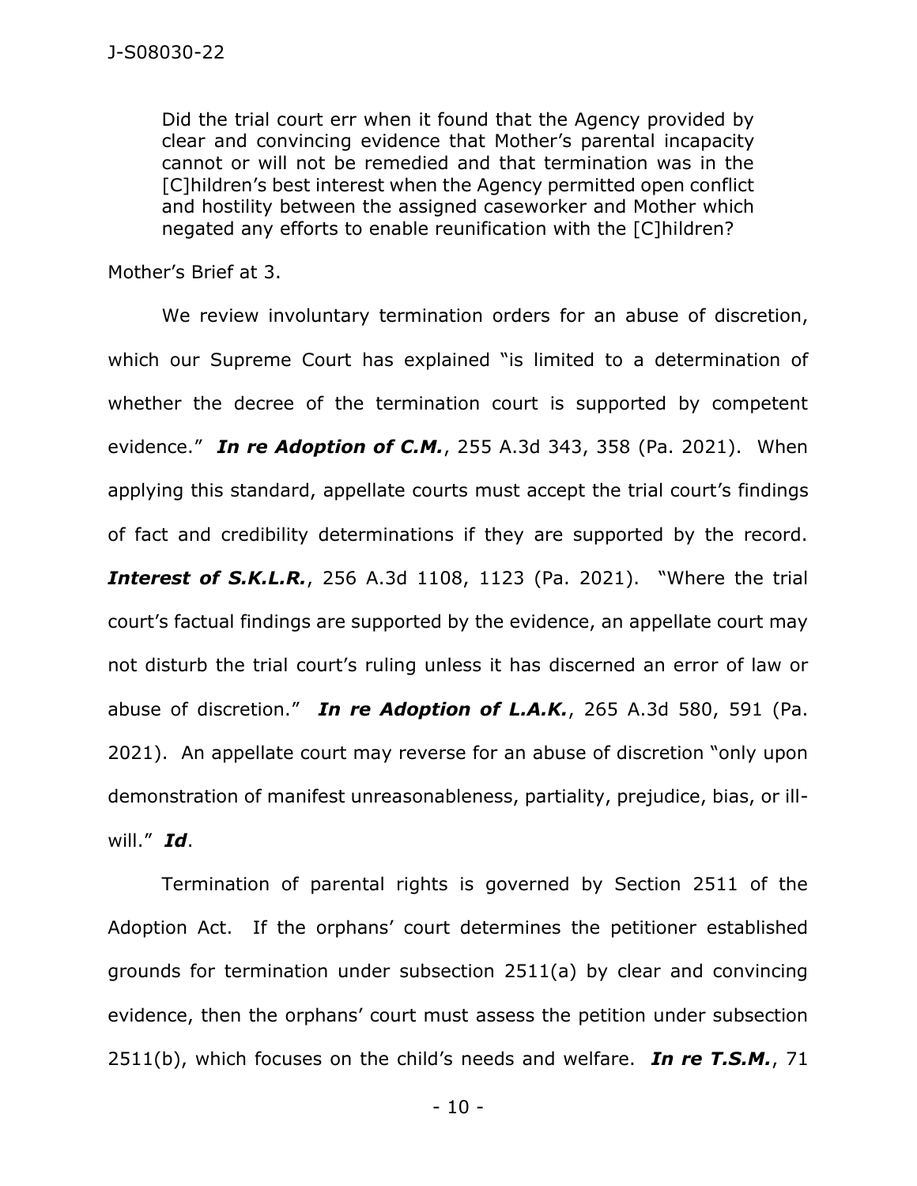> Did the trial court err when it found that the Agency provided by clear and convincing evidence that Mother's parental incapacity cannot or will not be remedied and that termination was in the [C]hildren's best interest when the Agency permitted open conflict and hostility between the assigned caseworker and Mother which negated any efforts to enable reunification with the [C]hildren?

Mother's Brief at 3.

We review involuntary termination orders for an abuse of discretion, which our Supreme Court has explained "is limited to a determination of whether the decree of the termination court is supported by competent evidence." ***In re Adoption of C.M.***, 255 A.3d 343, 358 (Pa. 2021). When applying this standard, appellate courts must accept the trial court's findings of fact and credibility determinations if they are supported by the record. ***Interest of S.K.L.R.***, 256 A.3d 1108, 1123 (Pa. 2021). "Where the trial court's factual findings are supported by the evidence, an appellate court may not disturb the trial court's ruling unless it has discerned an error of law or abuse of discretion." ***In re Adoption of L.A.K.***, 265 A.3d 580, 591 (Pa. 2021). An appellate court may reverse for an abuse of discretion "only upon demonstration of manifest unreasonableness, partiality, prejudice, bias, or ill-will." ***Id***.

Termination of parental rights is governed by Section 2511 of the Adoption Act. If the orphans' court determines the petitioner established grounds for termination under subsection 2511(a) by clear and convincing evidence, then the orphans' court must assess the petition under subsection 2511(b), which focuses on the child's needs and welfare. ***In re T.S.M.***, 71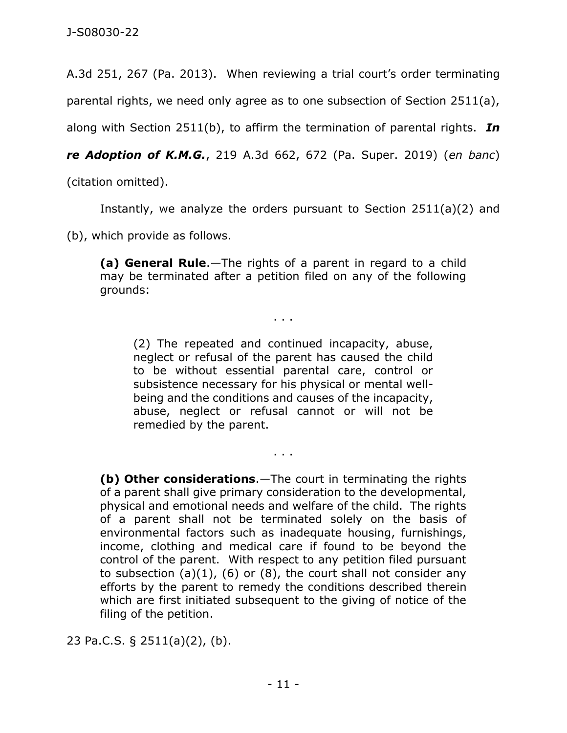A.3d 251, 267 (Pa. 2013). When reviewing a trial court's order terminating parental rights, we need only agree as to one subsection of Section 2511(a), along with Section 2511(b), to affirm the termination of parental rights. ***In re Adoption of K.M.G.***, 219 A.3d 662, 672 (Pa. Super. 2019) (*en banc*) (citation omitted).

Instantly, we analyze the orders pursuant to Section 2511(a)(2) and (b), which provide as follows.

> **(a) General Rule**.—The rights of a parent in regard to a child may be terminated after a petition filed on any of the following grounds:
>
> . . .
>
> > (2) The repeated and continued incapacity, abuse, neglect or refusal of the parent has caused the child to be without essential parental care, control or subsistence necessary for his physical or mental well-being and the conditions and causes of the incapacity, abuse, neglect or refusal cannot or will not be remedied by the parent.
>
> . . .
>
> **(b) Other considerations**.—The court in terminating the rights of a parent shall give primary consideration to the developmental, physical and emotional needs and welfare of the child. The rights of a parent shall not be terminated solely on the basis of environmental factors such as inadequate housing, furnishings, income, clothing and medical care if found to be beyond the control of the parent. With respect to any petition filed pursuant to subsection (a)(1), (6) or (8), the court shall not consider any efforts by the parent to remedy the conditions described therein which are first initiated subsequent to the giving of notice of the filing of the petition.

23 Pa.C.S. § 2511(a)(2), (b).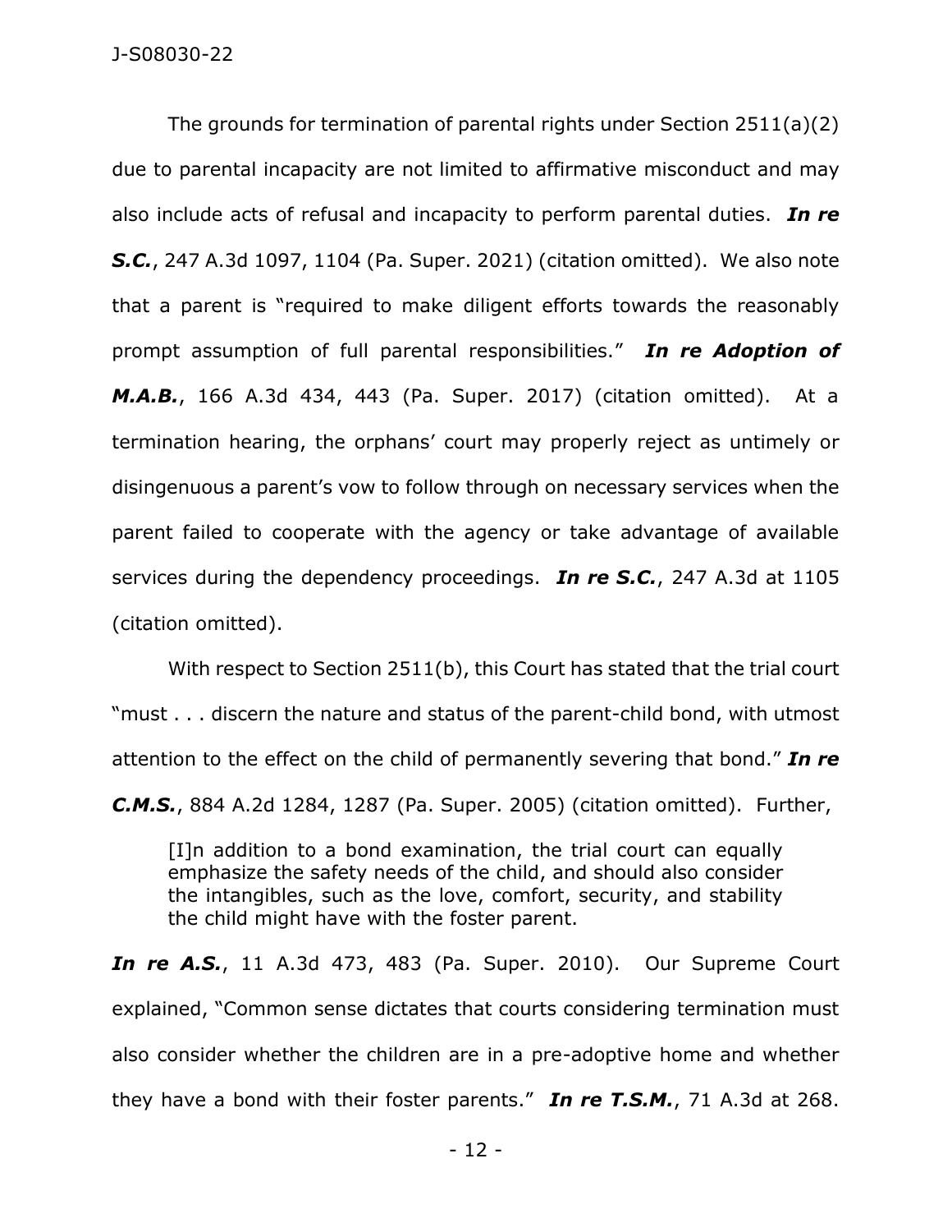The grounds for termination of parental rights under Section 2511(a)(2) due to parental incapacity are not limited to affirmative misconduct and may also include acts of refusal and incapacity to perform parental duties. ***In re S.C.***, 247 A.3d 1097, 1104 (Pa. Super. 2021) (citation omitted). We also note that a parent is "required to make diligent efforts towards the reasonably prompt assumption of full parental responsibilities." ***In re Adoption of M.A.B.***, 166 A.3d 434, 443 (Pa. Super. 2017) (citation omitted). At a termination hearing, the orphans' court may properly reject as untimely or disingenuous a parent's vow to follow through on necessary services when the parent failed to cooperate with the agency or take advantage of available services during the dependency proceedings. ***In re S.C.***, 247 A.3d at 1105 (citation omitted).

With respect to Section 2511(b), this Court has stated that the trial court "must . . . discern the nature and status of the parent-child bond, with utmost attention to the effect on the child of permanently severing that bond." ***In re C.M.S.***, 884 A.2d 1284, 1287 (Pa. Super. 2005) (citation omitted). Further,

> [I]n addition to a bond examination, the trial court can equally emphasize the safety needs of the child, and should also consider the intangibles, such as the love, comfort, security, and stability the child might have with the foster parent.

***In re A.S.***, 11 A.3d 473, 483 (Pa. Super. 2010). Our Supreme Court explained, "Common sense dictates that courts considering termination must also consider whether the children are in a pre-adoptive home and whether they have a bond with their foster parents." ***In re T.S.M.***, 71 A.3d at 268.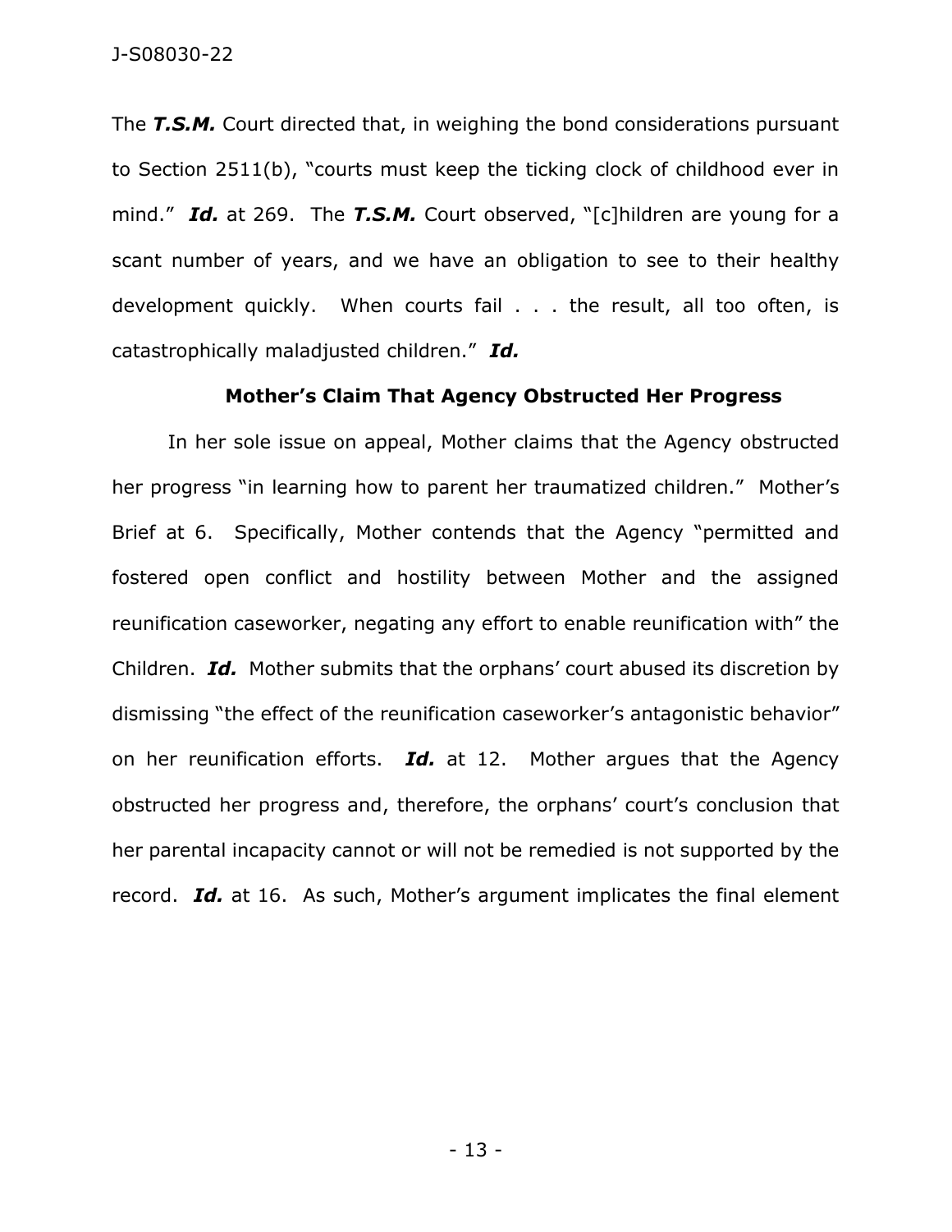The ***T.S.M.*** Court directed that, in weighing the bond considerations pursuant to Section 2511(b), "courts must keep the ticking clock of childhood ever in mind." ***Id.*** at 269. The ***T.S.M.*** Court observed, "[c]hildren are young for a scant number of years, and we have an obligation to see to their healthy development quickly. When courts fail . . . the result, all too often, is catastrophically maladjusted children." ***Id.***

**Mother's Claim That Agency Obstructed Her Progress**

In her sole issue on appeal, Mother claims that the Agency obstructed her progress "in learning how to parent her traumatized children." Mother's Brief at 6. Specifically, Mother contends that the Agency "permitted and fostered open conflict and hostility between Mother and the assigned reunification caseworker, negating any effort to enable reunification with" the Children. ***Id.*** Mother submits that the orphans' court abused its discretion by dismissing "the effect of the reunification caseworker's antagonistic behavior" on her reunification efforts. ***Id.*** at 12. Mother argues that the Agency obstructed her progress and, therefore, the orphans' court's conclusion that her parental incapacity cannot or will not be remedied is not supported by the record. ***Id.*** at 16. As such, Mother's argument implicates the final element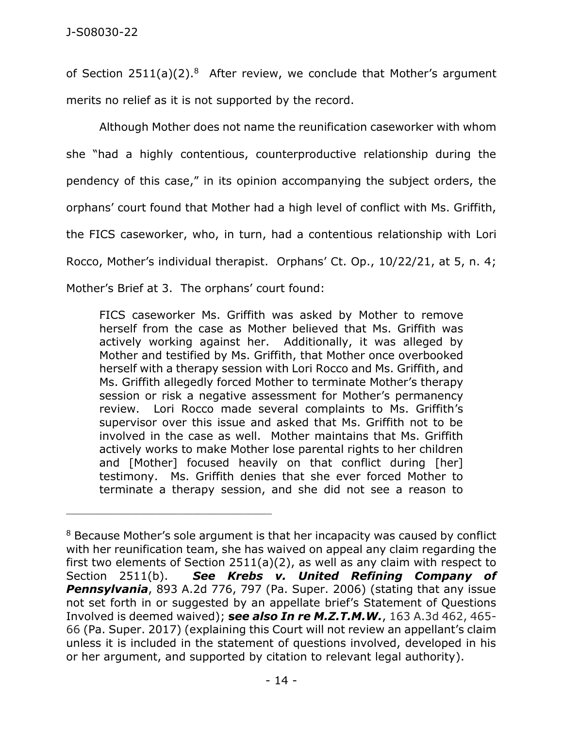of Section 2511(a)(2).[8] After review, we conclude that Mother's argument merits no relief as it is not supported by the record.

Although Mother does not name the reunification caseworker with whom she "had a highly contentious, counterproductive relationship during the pendency of this case," in its opinion accompanying the subject orders, the orphans' court found that Mother had a high level of conflict with Ms. Griffith, the FICS caseworker, who, in turn, had a contentious relationship with Lori Rocco, Mother's individual therapist. Orphans' Ct. Op., 10/22/21, at 5, n. 4; Mother's Brief at 3. The orphans' court found:

> FICS caseworker Ms. Griffith was asked by Mother to remove herself from the case as Mother believed that Ms. Griffith was actively working against her. Additionally, it was alleged by Mother and testified by Ms. Griffith, that Mother once overbooked herself with a therapy session with Lori Rocco and Ms. Griffith, and Ms. Griffith allegedly forced Mother to terminate Mother's therapy session or risk a negative assessment for Mother's permanency review. Lori Rocco made several complaints to Ms. Griffith's supervisor over this issue and asked that Ms. Griffith not to be involved in the case as well. Mother maintains that Ms. Griffith actively works to make Mother lose parental rights to her children and [Mother] focused heavily on that conflict during [her] testimony. Ms. Griffith denies that she ever forced Mother to terminate a therapy session, and she did not see a reason to

---

[8] Because Mother's sole argument is that her incapacity was caused by conflict with her reunification team, she has waived on appeal any claim regarding the first two elements of Section 2511(a)(2), as well as any claim with respect to Section 2511(b). ***See Krebs v. United Refining Company of Pennsylvania***, 893 A.2d 776, 797 (Pa. Super. 2006) (stating that any issue not set forth in or suggested by an appellate brief's Statement of Questions Involved is deemed waived); ***see also In re M.Z.T.M.W.***, 163 A.3d 462, 465-66 (Pa. Super. 2017) (explaining this Court will not review an appellant's claim unless it is included in the statement of questions involved, developed in his or her argument, and supported by citation to relevant legal authority).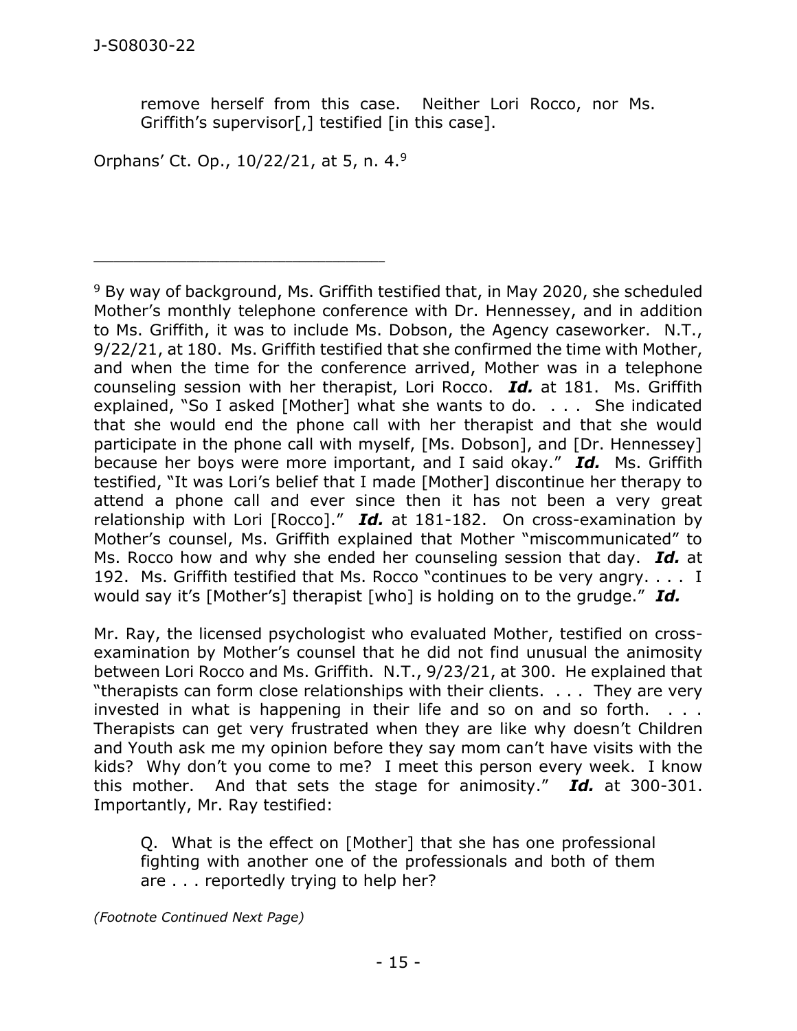> remove herself from this case. Neither Lori Rocco, nor Ms. Griffith's supervisor[,] testified [in this case].

Orphans' Ct. Op., 10/22/21, at 5, n. 4.[9]

---

[9] By way of background, Ms. Griffith testified that, in May 2020, she scheduled Mother's monthly telephone conference with Dr. Hennessey, and in addition to Ms. Griffith, it was to include Ms. Dobson, the Agency caseworker. N.T., 9/22/21, at 180. Ms. Griffith testified that she confirmed the time with Mother, and when the time for the conference arrived, Mother was in a telephone counseling session with her therapist, Lori Rocco. ***Id.*** at 181. Ms. Griffith explained, "So I asked [Mother] what she wants to do. . . . She indicated that she would end the phone call with her therapist and that she would participate in the phone call with myself, [Ms. Dobson], and [Dr. Hennessey] because her boys were more important, and I said okay." ***Id.*** Ms. Griffith testified, "It was Lori's belief that I made [Mother] discontinue her therapy to attend a phone call and ever since then it has not been a very great relationship with Lori [Rocco]." ***Id.*** at 181-182. On cross-examination by Mother's counsel, Ms. Griffith explained that Mother "miscommunicated" to Ms. Rocco how and why she ended her counseling session that day. ***Id.*** at 192. Ms. Griffith testified that Ms. Rocco "continues to be very angry. . . . I would say it's [Mother's] therapist [who] is holding on to the grudge." ***Id.***

Mr. Ray, the licensed psychologist who evaluated Mother, testified on cross-examination by Mother's counsel that he did not find unusual the animosity between Lori Rocco and Ms. Griffith. N.T., 9/23/21, at 300. He explained that "therapists can form close relationships with their clients. . . . They are very invested in what is happening in their life and so on and so forth. . . . Therapists can get very frustrated when they are like why doesn't Children and Youth ask me my opinion before they say mom can't have visits with the kids? Why don't you come to me? I meet this person every week. I know this mother. And that sets the stage for animosity." ***Id.*** at 300-301. Importantly, Mr. Ray testified:

> Q. What is the effect on [Mother] that she has one professional fighting with another one of the professionals and both of them are . . . reportedly trying to help her?

*(Footnote Continued Next Page)*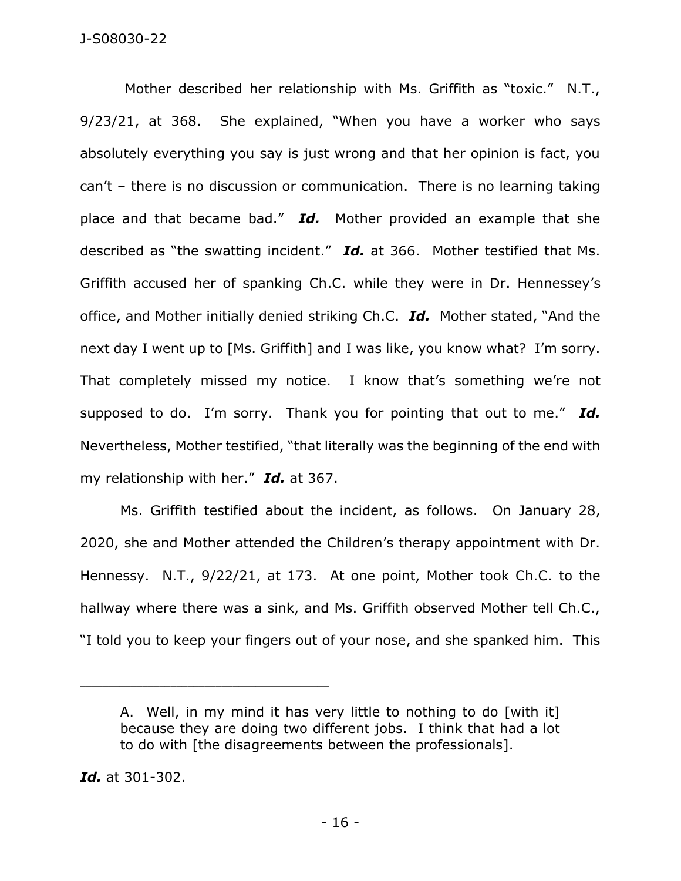Mother described her relationship with Ms. Griffith as "toxic." N.T., 9/23/21, at 368. She explained, "When you have a worker who says absolutely everything you say is just wrong and that her opinion is fact, you can't – there is no discussion or communication. There is no learning taking place and that became bad." ***Id.*** Mother provided an example that she described as "the swatting incident." ***Id.*** at 366. Mother testified that Ms. Griffith accused her of spanking Ch.C. while they were in Dr. Hennessey's office, and Mother initially denied striking Ch.C. ***Id.*** Mother stated, "And the next day I went up to [Ms. Griffith] and I was like, you know what? I'm sorry. That completely missed my notice. I know that's something we're not supposed to do. I'm sorry. Thank you for pointing that out to me." ***Id.*** Nevertheless, Mother testified, "that literally was the beginning of the end with my relationship with her." ***Id.*** at 367.

Ms. Griffith testified about the incident, as follows. On January 28, 2020, she and Mother attended the Children's therapy appointment with Dr. Hennessy. N.T., 9/22/21, at 173. At one point, Mother took Ch.C. to the hallway where there was a sink, and Ms. Griffith observed Mother tell Ch.C., "I told you to keep your fingers out of your nose, and she spanked him. This

---

> A. Well, in my mind it has very little to nothing to do [with it] because they are doing two different jobs. I think that had a lot to do with [the disagreements between the professionals].

***Id.*** at 301-302.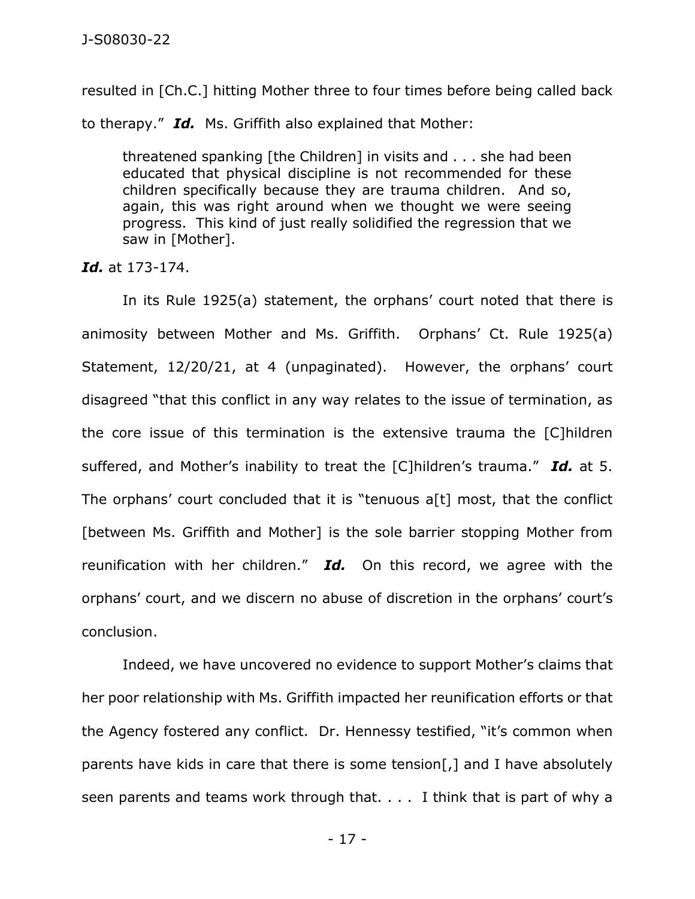resulted in [Ch.C.] hitting Mother three to four times before being called back to therapy." ***Id.*** Ms. Griffith also explained that Mother:

> threatened spanking [the Children] in visits and . . . she had been educated that physical discipline is not recommended for these children specifically because they are trauma children. And so, again, this was right around when we thought we were seeing progress. This kind of just really solidified the regression that we saw in [Mother].

***Id.*** at 173-174.

In its Rule 1925(a) statement, the orphans' court noted that there is animosity between Mother and Ms. Griffith. Orphans' Ct. Rule 1925(a) Statement, 12/20/21, at 4 (unpaginated). However, the orphans' court disagreed "that this conflict in any way relates to the issue of termination, as the core issue of this termination is the extensive trauma the [C]hildren suffered, and Mother's inability to treat the [C]hildren's trauma." ***Id.*** at 5. The orphans' court concluded that it is "tenuous a[t] most, that the conflict [between Ms. Griffith and Mother] is the sole barrier stopping Mother from reunification with her children." ***Id.*** On this record, we agree with the orphans' court, and we discern no abuse of discretion in the orphans' court's conclusion.

Indeed, we have uncovered no evidence to support Mother's claims that her poor relationship with Ms. Griffith impacted her reunification efforts or that the Agency fostered any conflict. Dr. Hennessy testified, "it's common when parents have kids in care that there is some tension[,] and I have absolutely seen parents and teams work through that. . . . I think that is part of why a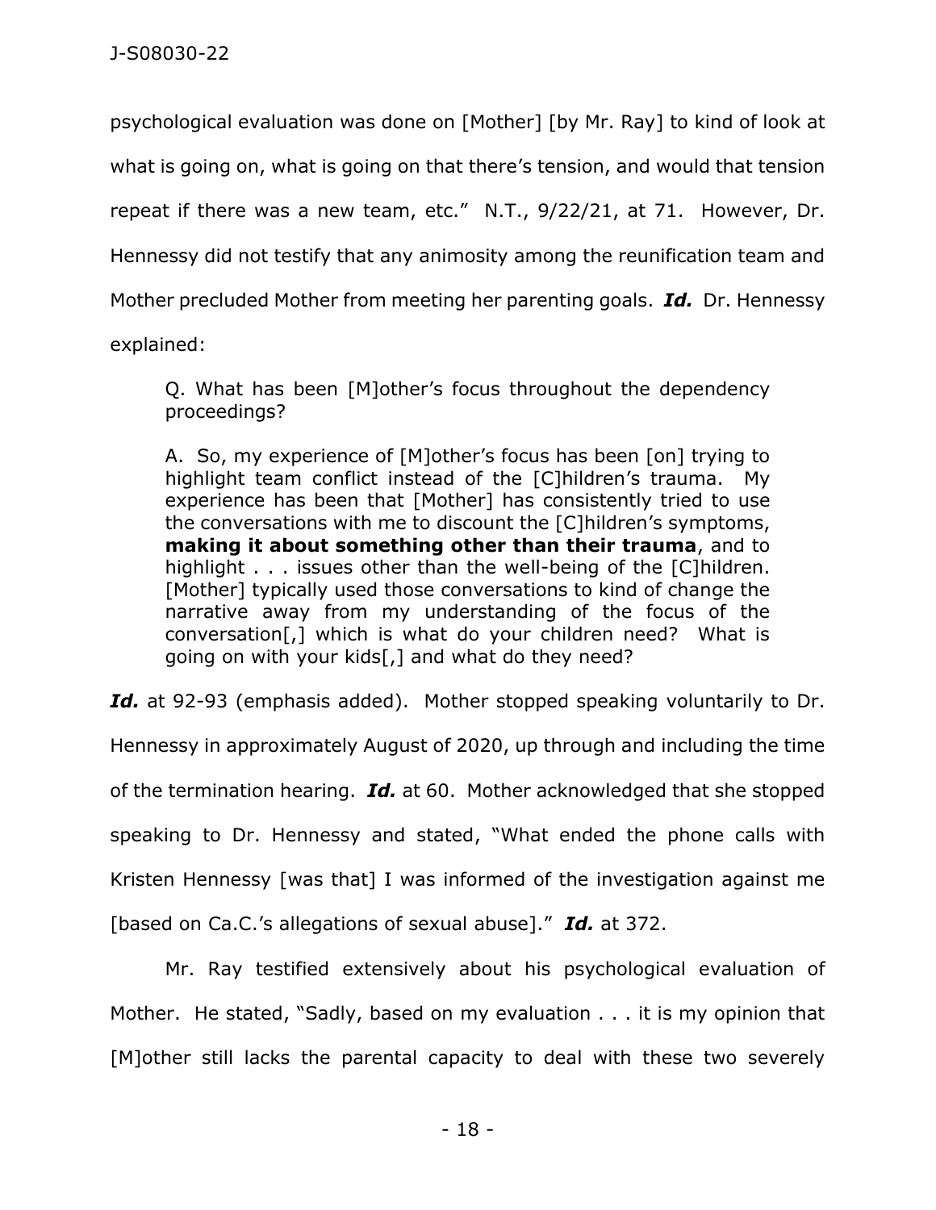psychological evaluation was done on [Mother] [by Mr. Ray] to kind of look at what is going on, what is going on that there's tension, and would that tension repeat if there was a new team, etc." N.T., 9/22/21, at 71. However, Dr. Hennessy did not testify that any animosity among the reunification team and Mother precluded Mother from meeting her parenting goals. ***Id.*** Dr. Hennessy explained:

> Q. What has been [M]other's focus throughout the dependency proceedings?
>
> A. So, my experience of [M]other's focus has been [on] trying to highlight team conflict instead of the [C]hildren's trauma. My experience has been that [Mother] has consistently tried to use the conversations with me to discount the [C]hildren's symptoms, **making it about something other than their trauma**, and to highlight . . . issues other than the well-being of the [C]hildren. [Mother] typically used those conversations to kind of change the narrative away from my understanding of the focus of the conversation[,] which is what do your children need? What is going on with your kids[,] and what do they need?

***Id.*** at 92-93 (emphasis added). Mother stopped speaking voluntarily to Dr. Hennessy in approximately August of 2020, up through and including the time of the termination hearing. ***Id.*** at 60. Mother acknowledged that she stopped speaking to Dr. Hennessy and stated, "What ended the phone calls with Kristen Hennessy [was that] I was informed of the investigation against me [based on Ca.C.'s allegations of sexual abuse]." ***Id.*** at 372.

Mr. Ray testified extensively about his psychological evaluation of Mother. He stated, "Sadly, based on my evaluation . . . it is my opinion that [M]other still lacks the parental capacity to deal with these two severely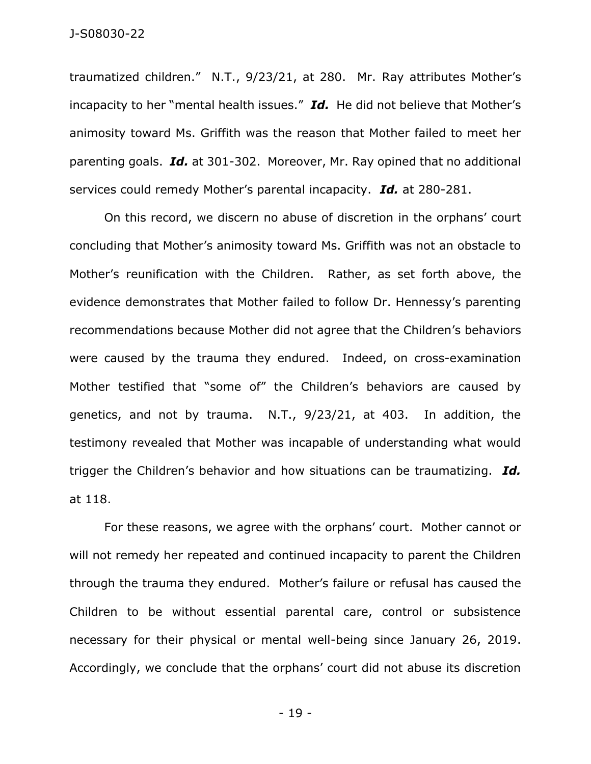traumatized children." N.T., 9/23/21, at 280. Mr. Ray attributes Mother's incapacity to her "mental health issues." ***Id.*** He did not believe that Mother's animosity toward Ms. Griffith was the reason that Mother failed to meet her parenting goals. ***Id.*** at 301-302. Moreover, Mr. Ray opined that no additional services could remedy Mother's parental incapacity. ***Id.*** at 280-281.

On this record, we discern no abuse of discretion in the orphans' court concluding that Mother's animosity toward Ms. Griffith was not an obstacle to Mother's reunification with the Children. Rather, as set forth above, the evidence demonstrates that Mother failed to follow Dr. Hennessy's parenting recommendations because Mother did not agree that the Children's behaviors were caused by the trauma they endured. Indeed, on cross-examination Mother testified that "some of" the Children's behaviors are caused by genetics, and not by trauma. N.T., 9/23/21, at 403. In addition, the testimony revealed that Mother was incapable of understanding what would trigger the Children's behavior and how situations can be traumatizing. ***Id.*** at 118.

For these reasons, we agree with the orphans' court. Mother cannot or will not remedy her repeated and continued incapacity to parent the Children through the trauma they endured. Mother's failure or refusal has caused the Children to be without essential parental care, control or subsistence necessary for their physical or mental well-being since January 26, 2019. Accordingly, we conclude that the orphans' court did not abuse its discretion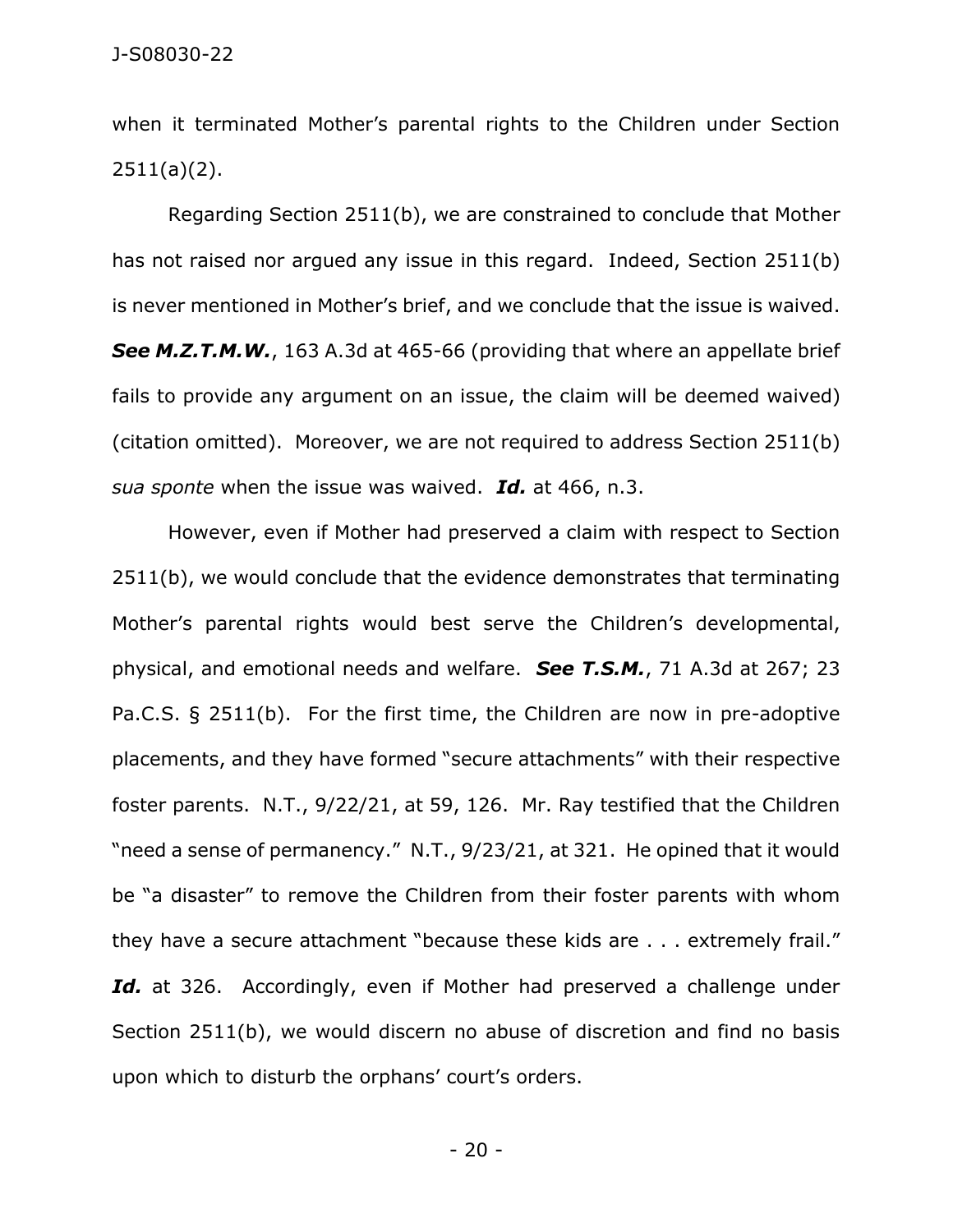when it terminated Mother's parental rights to the Children under Section 2511(a)(2).

Regarding Section 2511(b), we are constrained to conclude that Mother has not raised nor argued any issue in this regard. Indeed, Section 2511(b) is never mentioned in Mother's brief, and we conclude that the issue is waived. ***See M.Z.T.M.W.***, 163 A.3d at 465-66 (providing that where an appellate brief fails to provide any argument on an issue, the claim will be deemed waived) (citation omitted). Moreover, we are not required to address Section 2511(b) *sua sponte* when the issue was waived. ***Id.*** at 466, n.3.

However, even if Mother had preserved a claim with respect to Section 2511(b), we would conclude that the evidence demonstrates that terminating Mother's parental rights would best serve the Children's developmental, physical, and emotional needs and welfare. ***See T.S.M.***, 71 A.3d at 267; 23 Pa.C.S. § 2511(b). For the first time, the Children are now in pre-adoptive placements, and they have formed "secure attachments" with their respective foster parents. N.T., 9/22/21, at 59, 126. Mr. Ray testified that the Children "need a sense of permanency." N.T., 9/23/21, at 321. He opined that it would be "a disaster" to remove the Children from their foster parents with whom they have a secure attachment "because these kids are . . . extremely frail." ***Id.*** at 326. Accordingly, even if Mother had preserved a challenge under Section 2511(b), we would discern no abuse of discretion and find no basis upon which to disturb the orphans' court's orders.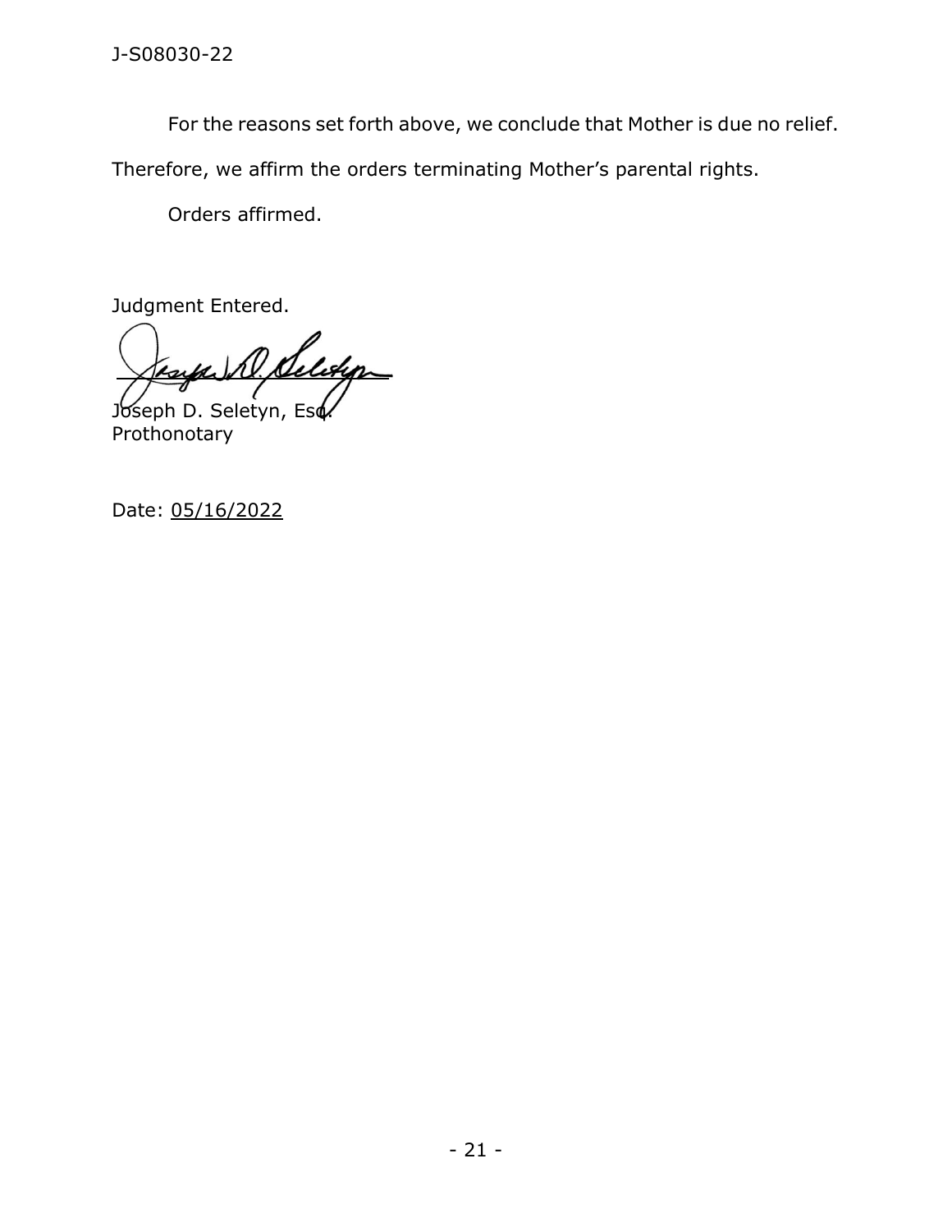For the reasons set forth above, we conclude that Mother is due no relief. Therefore, we affirm the orders terminating Mother's parental rights.

Orders affirmed.

Judgment Entered.

Joseph D. Seletyn, Esq.
Prothonotary

Date: 05/16/2022